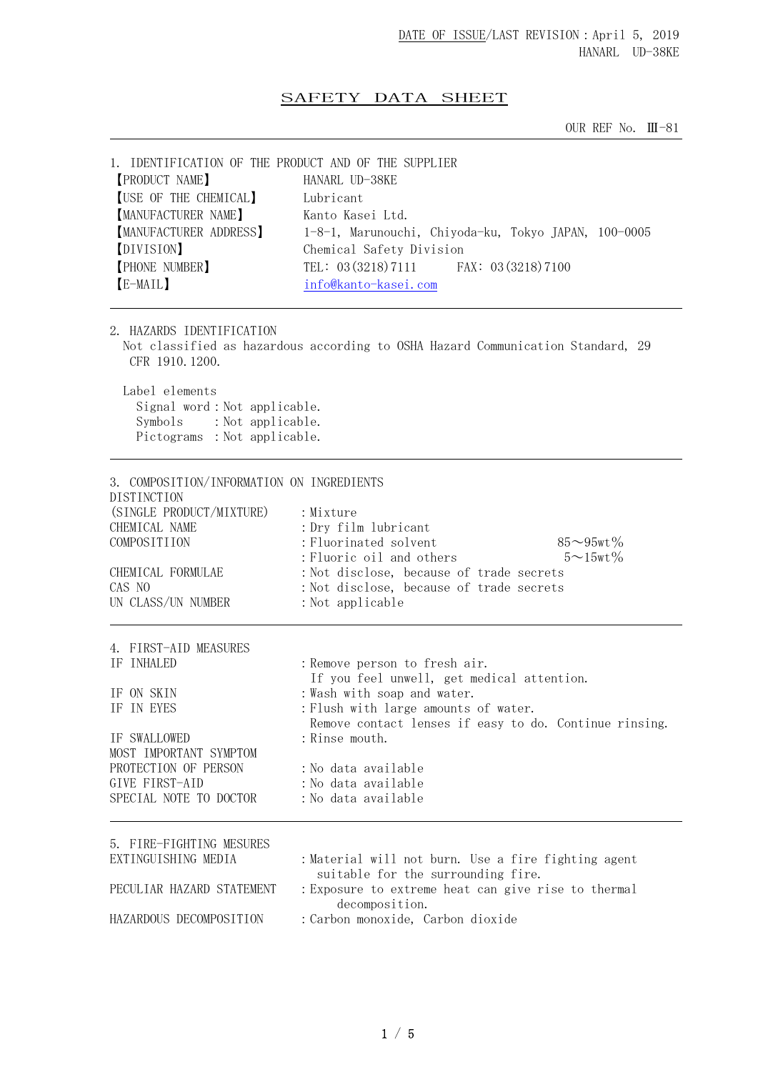DATE OF ISSUE/LAST REVISION：April 5, 2019
HANARL UD-38KE

# SAFETY DATA SHEET

OUR REF No. Ⅲ-81

## 1. IDENTIFICATION OF THE PRODUCT AND OF THE SUPPLIER

| | |
|---|---|
| 【PRODUCT NAME】 | HANARL UD-38KE |
| 【USE OF THE CHEMICAL】 | Lubricant |
| 【MANUFACTURER NAME】 | Kanto Kasei Ltd. |
| 【MANUFACTURER ADDRESS】 | 1-8-1, Marunouchi, Chiyoda-ku, Tokyo JAPAN, 100-0005 |
| 【DIVISION】 | Chemical Safety Division |
| 【PHONE NUMBER】 | TEL: 03(3218)7111 FAX: 03(3218)7100 |
| 【E-MAIL】 | info@kanto-kasei.com |

## 2. HAZARDS IDENTIFICATION

Not classified as hazardous according to OSHA Hazard Communication Standard, 29 CFR 1910.1200.

Label elements

- Signal word：Not applicable.
- Symbols：Not applicable.
- Pictograms：Not applicable.

## 3. COMPOSITION/INFORMATION ON INGREDIENTS

| | | |
|---|---|---|
| DISTINCTION (SINGLE PRODUCT/MIXTURE) | ：Mixture | |
| CHEMICAL NAME | ：Dry film lubricant | |
| COMPOSITIION | ：Fluorinated solvent | 85～95wt% |
| | ：Fluoric oil and others | 5～15wt% |
| CHEMICAL FORMULAE | ：Not disclose, because of trade secrets | |
| CAS NO | ：Not disclose, because of trade secrets | |
| UN CLASS/UN NUMBER | ：Not applicable | |

## 4. FIRST-AID MEASURES

| | |
|---|---|
| IF INHALED | ：Remove person to fresh air. If you feel unwell, get medical attention. |
| IF ON SKIN | ：Wash with soap and water. |
| IF IN EYES | ：Flush with large amounts of water. Remove contact lenses if easy to do. Continue rinsing. |
| IF SWALLOWED | ：Rinse mouth. |
| MOST IMPORTANT SYMPTOM | |
| PROTECTION OF PERSON | ：No data available |
| GIVE FIRST-AID | ：No data available |
| SPECIAL NOTE TO DOCTOR | ：No data available |

## 5. FIRE-FIGHTING MESURES

| | |
|---|---|
| EXTINGUISHING MEDIA | ：Material will not burn. Use a fire fighting agent suitable for the surrounding fire. |
| PECULIAR HAZARD STATEMENT | ：Exposure to extreme heat can give rise to thermal decomposition. |
| HAZARDOUS DECOMPOSITION | ：Carbon monoxide, Carbon dioxide |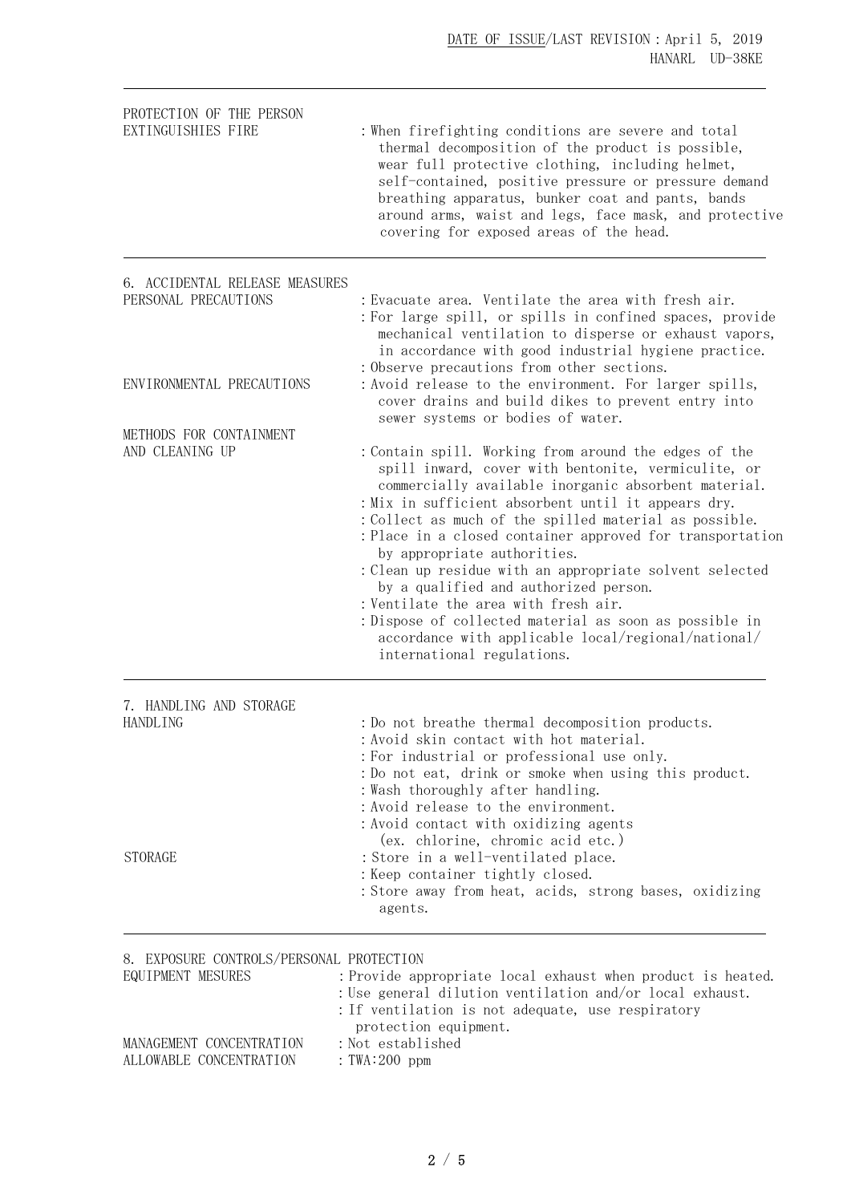| | |
|---|---|
| PROTECTION OF THE PERSON EXTINGUISHIES FIRE | : When firefighting conditions are severe and total thermal decomposition of the product is possible, wear full protective clothing, including helmet, self-contained, positive pressure or pressure demand breathing apparatus, bunker coat and pants, bands around arms, waist and legs, face mask, and protective covering for exposed areas of the head. |

## 6. ACCIDENTAL RELEASE MEASURES

| | |
|---|---|
| PERSONAL PRECAUTIONS | : Evacuate area. Ventilate the area with fresh air.<br>: For large spill, or spills in confined spaces, provide mechanical ventilation to disperse or exhaust vapors, in accordance with good industrial hygiene practice.<br>: Observe precautions from other sections. |
| ENVIRONMENTAL PRECAUTIONS | : Avoid release to the environment. For larger spills, cover drains and build dikes to prevent entry into sewer systems or bodies of water. |
| METHODS FOR CONTAINMENT AND CLEANING UP | : Contain spill. Working from around the edges of the spill inward, cover with bentonite, vermiculite, or commercially available inorganic absorbent material.<br>: Mix in sufficient absorbent until it appears dry.<br>: Collect as much of the spilled material as possible.<br>: Place in a closed container approved for transportation by appropriate authorities.<br>: Clean up residue with an appropriate solvent selected by a qualified and authorized person.<br>: Ventilate the area with fresh air.<br>: Dispose of collected material as soon as possible in accordance with applicable local/regional/national/ international regulations. |

## 7. HANDLING AND STORAGE

| | |
|---|---|
| HANDLING | : Do not breathe thermal decomposition products.<br>: Avoid skin contact with hot material.<br>: For industrial or professional use only.<br>: Do not eat, drink or smoke when using this product.<br>: Wash thoroughly after handling.<br>: Avoid release to the environment.<br>: Avoid contact with oxidizing agents (ex. chlorine, chromic acid etc.) |
| STORAGE | : Store in a well-ventilated place.<br>: Keep container tightly closed.<br>: Store away from heat, acids, strong bases, oxidizing agents. |

## 8. EXPOSURE CONTROLS/PERSONAL PROTECTION

| | |
|---|---|
| EQUIPMENT MESURES | : Provide appropriate local exhaust when product is heated.<br>: Use general dilution ventilation and/or local exhaust.<br>: If ventilation is not adequate, use respiratory protection equipment. |
| MANAGEMENT CONCENTRATION | : Not established |
| ALLOWABLE CONCENTRATION | : TWA:200 ppm |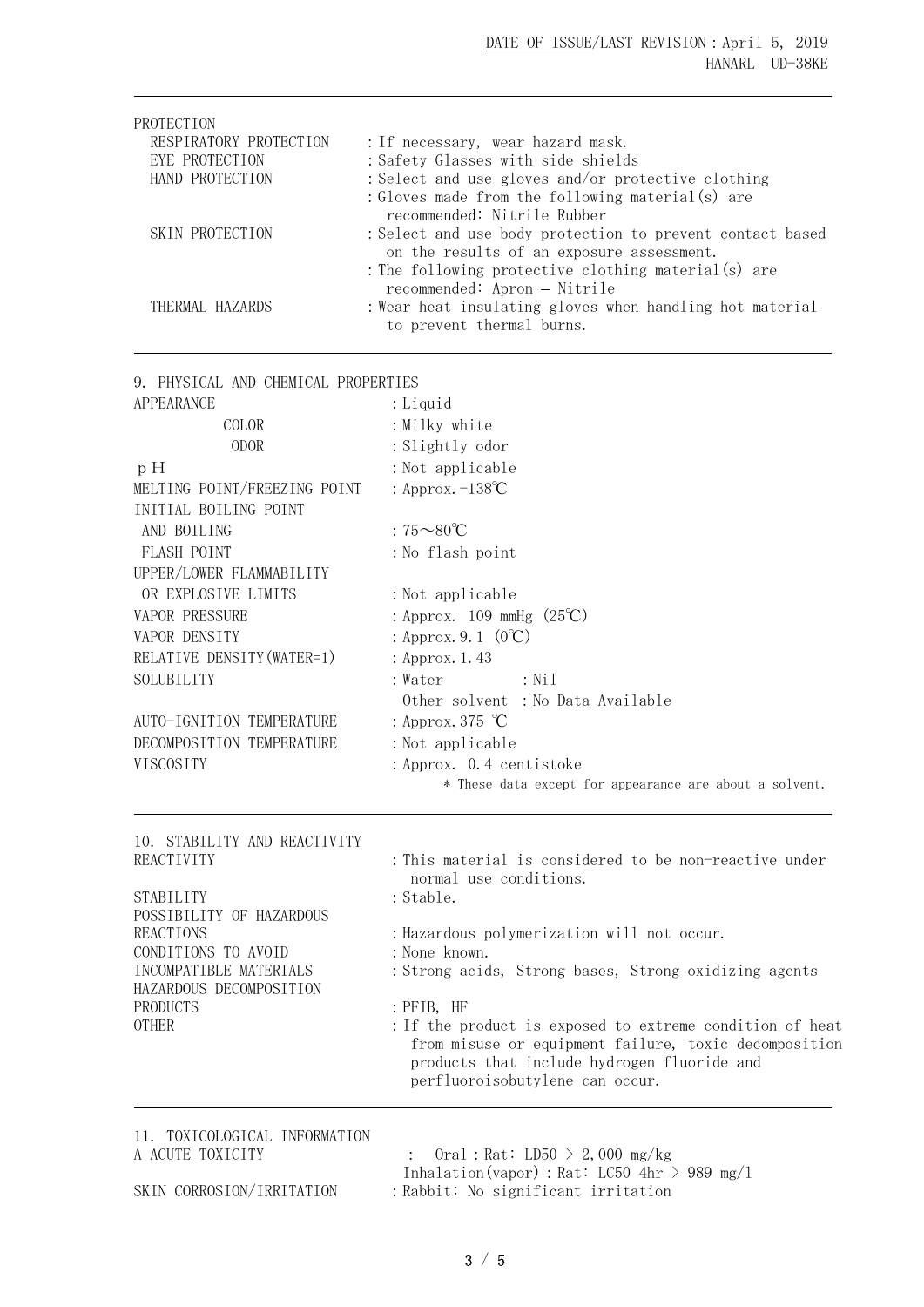PROTECTION

| | |
|---|---|
| RESPIRATORY PROTECTION | : If necessary, wear hazard mask. |
| EYE PROTECTION | : Safety Glasses with side shields |
| HAND PROTECTION | : Select and use gloves and/or protective clothing |
| | : Gloves made from the following material(s) are recommended: Nitrile Rubber |
| SKIN PROTECTION | : Select and use body protection to prevent contact based on the results of an exposure assessment. |
| | : The following protective clothing material(s) are recommended: Apron – Nitrile |
| THERMAL HAZARDS | : Wear heat insulating gloves when handling hot material to prevent thermal burns. |

## 9. PHYSICAL AND CHEMICAL PROPERTIES

| | |
|---|---|
| APPEARANCE | : Liquid |
| COLOR | : Milky white |
| ODOR | : Slightly odor |
| pH | : Not applicable |
| MELTING POINT/FREEZING POINT | : Approx. -138℃ |
| INITIAL BOILING POINT AND BOILING | : 75～80℃ |
| FLASH POINT | : No flash point |
| UPPER/LOWER FLAMMABILITY OR EXPLOSIVE LIMITS | : Not applicable |
| VAPOR PRESSURE | : Approx. 109 mmHg (25℃) |
| VAPOR DENSITY | : Approx. 9.1 (0℃) |
| RELATIVE DENSITY(WATER=1) | : Approx. 1.43 |
| SOLUBILITY | : Water : Nil |
| | Other solvent : No Data Available |
| AUTO-IGNITION TEMPERATURE | : Approx. 375 ℃ |
| DECOMPOSITION TEMPERATURE | : Not applicable |
| VISCOSITY | : Approx. 0.4 centistoke |

* These data except for appearance are about a solvent.

## 10. STABILITY AND REACTIVITY

| | |
|---|---|
| REACTIVITY | : This material is considered to be non-reactive under normal use conditions. |
| STABILITY | : Stable. |
| POSSIBILITY OF HAZARDOUS REACTIONS | : Hazardous polymerization will not occur. |
| CONDITIONS TO AVOID | : None known. |
| INCOMPATIBLE MATERIALS | : Strong acids, Strong bases, Strong oxidizing agents |
| HAZARDOUS DECOMPOSITION PRODUCTS | : PFIB, HF |
| OTHER | : If the product is exposed to extreme condition of heat from misuse or equipment failure, toxic decomposition products that include hydrogen fluoride and perfluoroisobutylene can occur. |

## 11. TOXICOLOGICAL INFORMATION

| | |
|---|---|
| A ACUTE TOXICITY | : Oral : Rat: LD50 > 2,000 mg/kg |
| | Inhalation(vapor) : Rat: LC50 4hr > 989 mg/l |
| SKIN CORROSION/IRRITATION | : Rabbit: No significant irritation |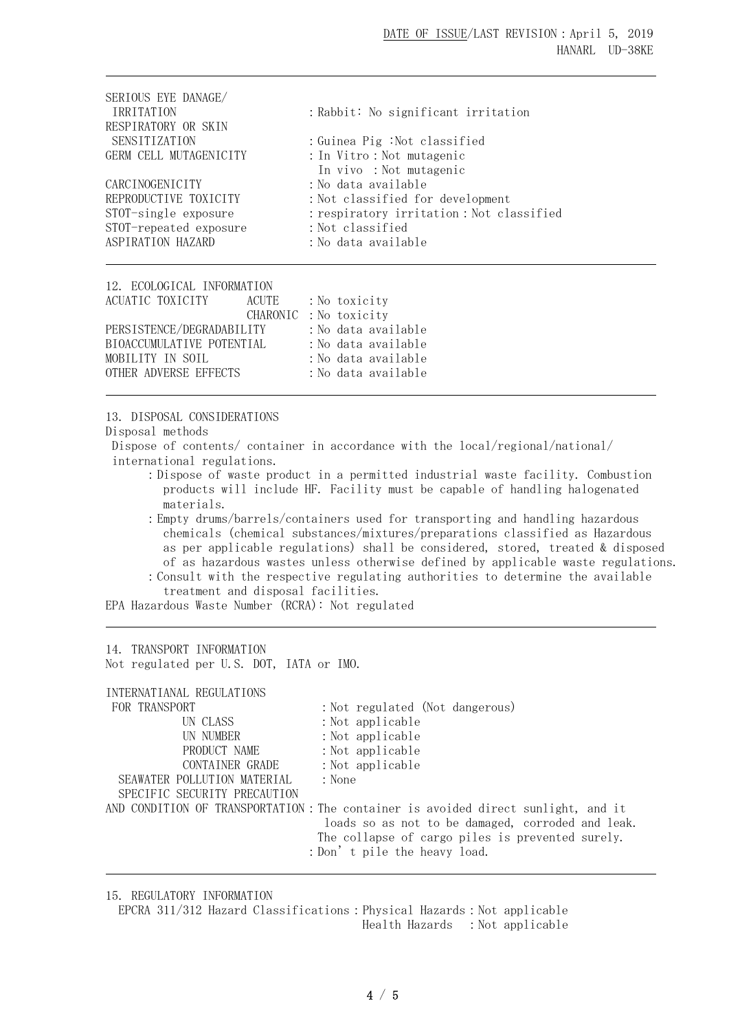| | |
|---|---|
| SERIOUS EYE DANAGE/ IRRITATION | : Rabbit: No significant irritation |
| RESPIRATORY OR SKIN SENSITIZATION | : Guinea Pig :Not classified |
| GERM CELL MUTAGENICITY | : In Vitro : Not mutagenic<br>In vivo : Not mutagenic |
| CARCINOGENICITY | : No data available |
| REPRODUCTIVE TOXICITY | : Not classified for development |
| STOT-single exposure | : respiratory irritation : Not classified |
| STOT-repeated exposure | : Not classified |
| ASPIRATION HAZARD | : No data available |

## 12. ECOLOGICAL INFORMATION

| | | |
|---|---|---|
| ACUATIC TOXICITY | ACUTE | : No toxicity |
| | CHARONIC | : No toxicity |
| PERSISTENCE/DEGRADABILITY | | : No data available |
| BIOACCUMULATIVE POTENTIAL | | : No data available |
| MOBILITY IN SOIL | | : No data available |
| OTHER ADVERSE EFFECTS | | : No data available |

## 13. DISPOSAL CONSIDERATIONS

Disposal methods

Dispose of contents/ container in accordance with the local/regional/national/ international regulations.

- : Dispose of waste product in a permitted industrial waste facility. Combustion products will include HF. Facility must be capable of handling halogenated materials.
- : Empty drums/barrels/containers used for transporting and handling hazardous chemicals (chemical substances/mixtures/preparations classified as Hazardous as per applicable regulations) shall be considered, stored, treated & disposed of as hazardous wastes unless otherwise defined by applicable waste regulations.
- : Consult with the respective regulating authorities to determine the available treatment and disposal facilities.

EPA Hazardous Waste Number (RCRA): Not regulated

## 14. TRANSPORT INFORMATION

Not regulated per U.S. DOT, IATA or IMO.

| | |
|---|---|
| INTERNATIANAL REGULATIONS FOR TRANSPORT | : Not regulated (Not dangerous) |
| UN CLASS | : Not applicable |
| UN NUMBER | : Not applicable |
| PRODUCT NAME | : Not applicable |
| CONTAINER GRADE | : Not applicable |
| SEAWATER POLLUTION MATERIAL | : None |
| SPECIFIC SECURITY PRECAUTION AND CONDITION OF TRANSPORTATION | : The container is avoided direct sunlight, and it loads so as not to be damaged, corroded and leak. The collapse of cargo piles is prevented surely.<br>: Don't pile the heavy load. |

## 15. REGULATORY INFORMATION

EPCRA 311/312 Hazard Classifications : Physical Hazards : Not applicable
Health Hazards : Not applicable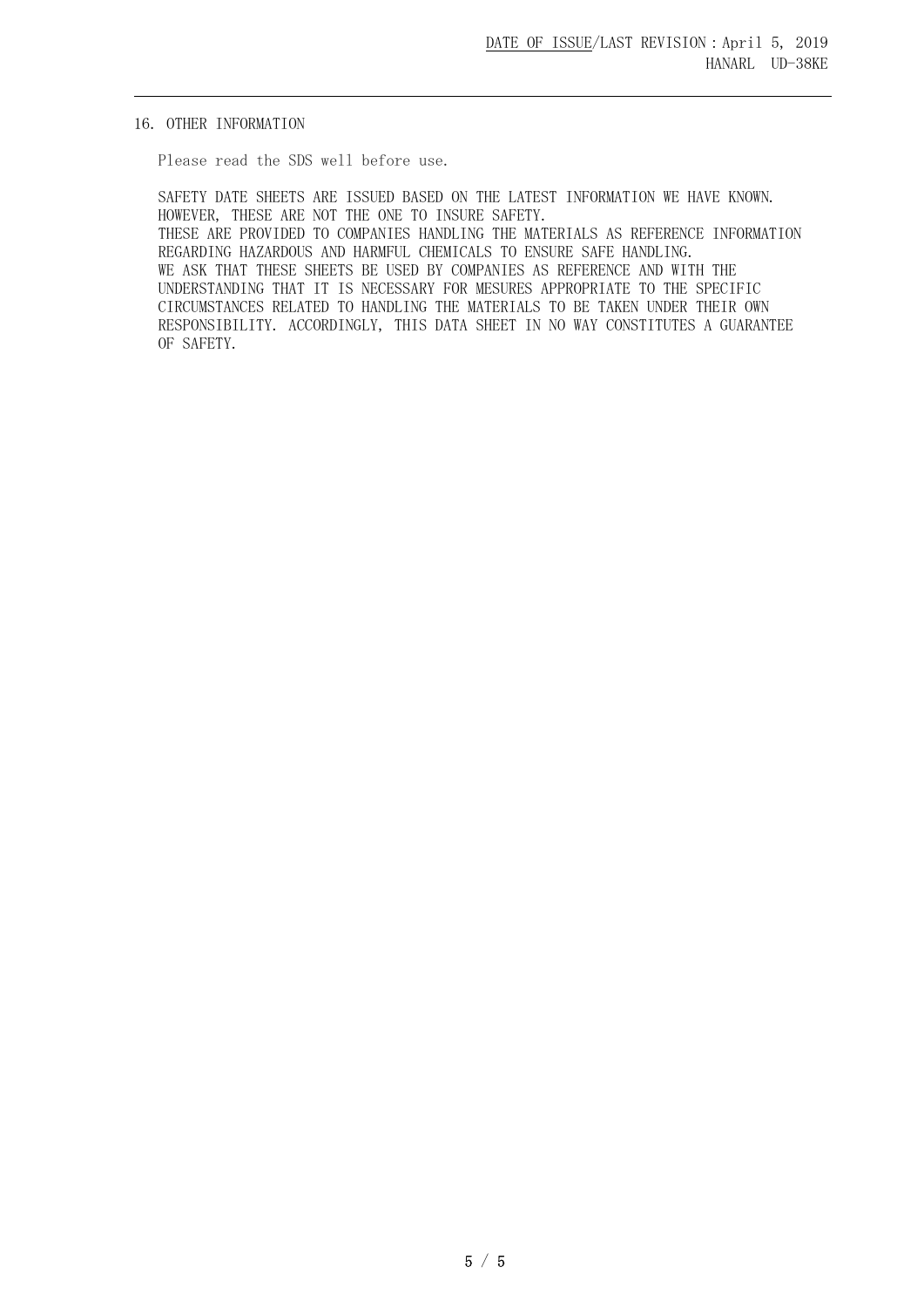## 16. OTHER INFORMATION

Please read the SDS well before use.

SAFETY DATE SHEETS ARE ISSUED BASED ON THE LATEST INFORMATION WE HAVE KNOWN. HOWEVER, THESE ARE NOT THE ONE TO INSURE SAFETY.
THESE ARE PROVIDED TO COMPANIES HANDLING THE MATERIALS AS REFERENCE INFORMATION REGARDING HAZARDOUS AND HARMFUL CHEMICALS TO ENSURE SAFE HANDLING.
WE ASK THAT THESE SHEETS BE USED BY COMPANIES AS REFERENCE AND WITH THE UNDERSTANDING THAT IT IS NECESSARY FOR MESURES APPROPRIATE TO THE SPECIFIC CIRCUMSTANCES RELATED TO HANDLING THE MATERIALS TO BE TAKEN UNDER THEIR OWN RESPONSIBILITY. ACCORDINGLY, THIS DATA SHEET IN NO WAY CONSTITUTES A GUARANTEE OF SAFETY.